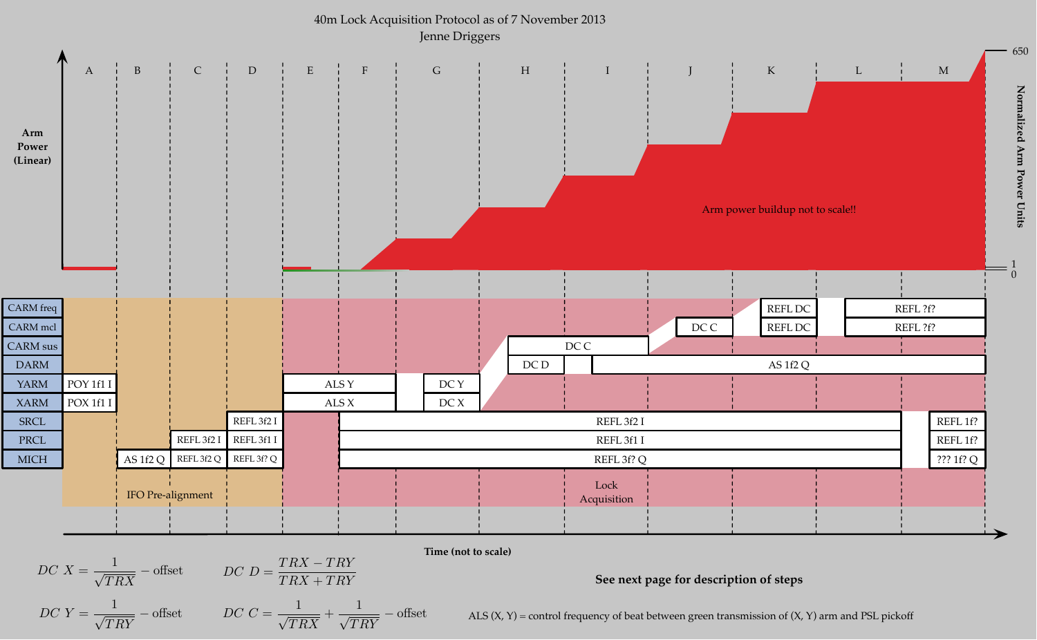# 40m Lock Acquisition Protocol as of 7 November 2013

Jenne Driggers

A B C D E F G H I J K L M

Arm Power (Linear)

Normalized Arm Power Units

650

1

0

Arm power buildup not to scale!!

CARM freq

CARM mcl

CARM sus

DARM

YARM

XARM

SRCL

PRCL

MICH

POY 1f1 I

POX 1f1 I

AS 1f2 Q

REFL 3f2 I

REFL 3f2 Q

REFL 3f2 I

REFL 3f1 I

REFL 3f? Q

ALS Y

ALS X

DC Y

DC X

DC C

DC D

DC C

AS 1f2 Q

REFL DC

REFL DC

REFL ?f?

REFL ?f?

REFL 3f2 I

REFL 3f1 I

REFL 3f? Q

REFL 1f?

REFL 1f?

??? 1f? Q

IFO Pre-alignment

Lock Acquisition

Time (not to scale)

$$DC\ X = \frac{1}{\sqrt{TRX}} - \text{offset}$$

$$DC\ Y = \frac{1}{\sqrt{TRY}} - \text{offset}$$

$$DC\ D = \frac{TRX - TRY}{TRX + TRY}$$

$$DC\ C = \frac{1}{\sqrt{TRX}} + \frac{1}{\sqrt{TRY}} - \text{offset}$$

**See next page for description of steps**

ALS (X, Y) = control frequency of beat between green transmission of (X, Y) arm and PSL pickoff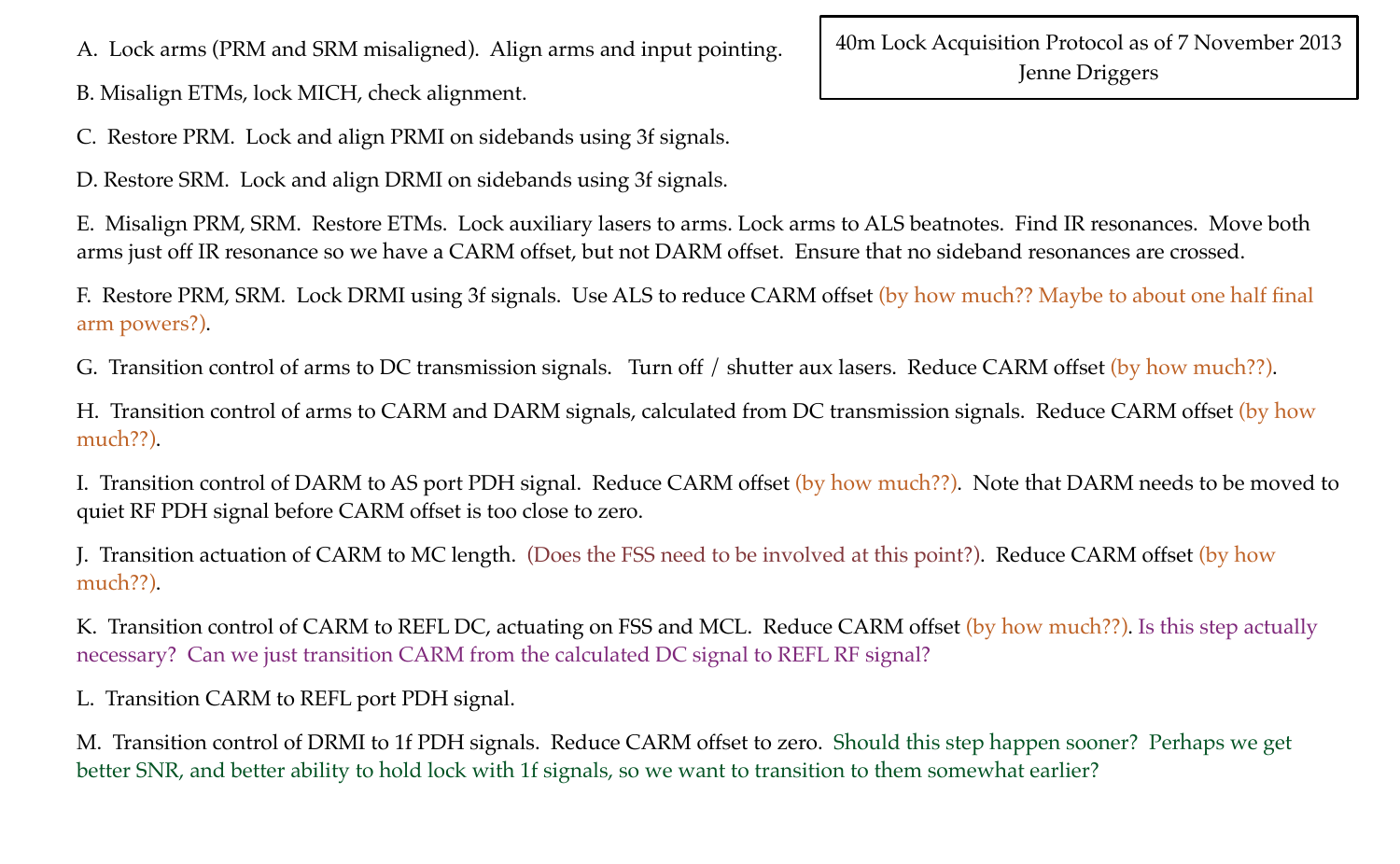**40m Lock Acquisition Protocol as of 7 November 2013**
**Jenne Driggers**

A. Lock arms (PRM and SRM misaligned). Align arms and input pointing.

B. Misalign ETMs, lock MICH, check alignment.

C. Restore PRM. Lock and align PRMI on sidebands using 3f signals.

D. Restore SRM. Lock and align DRMI on sidebands using 3f signals.

E. Misalign PRM, SRM. Restore ETMs. Lock auxiliary lasers to arms. Lock arms to ALS beatnotes. Find IR resonances. Move both arms just off IR resonance so we have a CARM offset, but not DARM offset. Ensure that no sideband resonances are crossed.

F. Restore PRM, SRM. Lock DRMI using 3f signals. Use ALS to reduce CARM offset (by how much?? Maybe to about one half final arm powers?).

G. Transition control of arms to DC transmission signals. Turn off / shutter aux lasers. Reduce CARM offset (by how much??).

H. Transition control of arms to CARM and DARM signals, calculated from DC transmission signals. Reduce CARM offset (by how much??).

I. Transition control of DARM to AS port PDH signal. Reduce CARM offset (by how much??). Note that DARM needs to be moved to quiet RF PDH signal before CARM offset is too close to zero.

J. Transition actuation of CARM to MC length. (Does the FSS need to be involved at this point?). Reduce CARM offset (by how much??).

K. Transition control of CARM to REFL DC, actuating on FSS and MCL. Reduce CARM offset (by how much??). Is this step actually necessary? Can we just transition CARM from the calculated DC signal to REFL RF signal?

L. Transition CARM to REFL port PDH signal.

M. Transition control of DRMI to 1f PDH signals. Reduce CARM offset to zero. Should this step happen sooner? Perhaps we get better SNR, and better ability to hold lock with 1f signals, so we want to transition to them somewhat earlier?